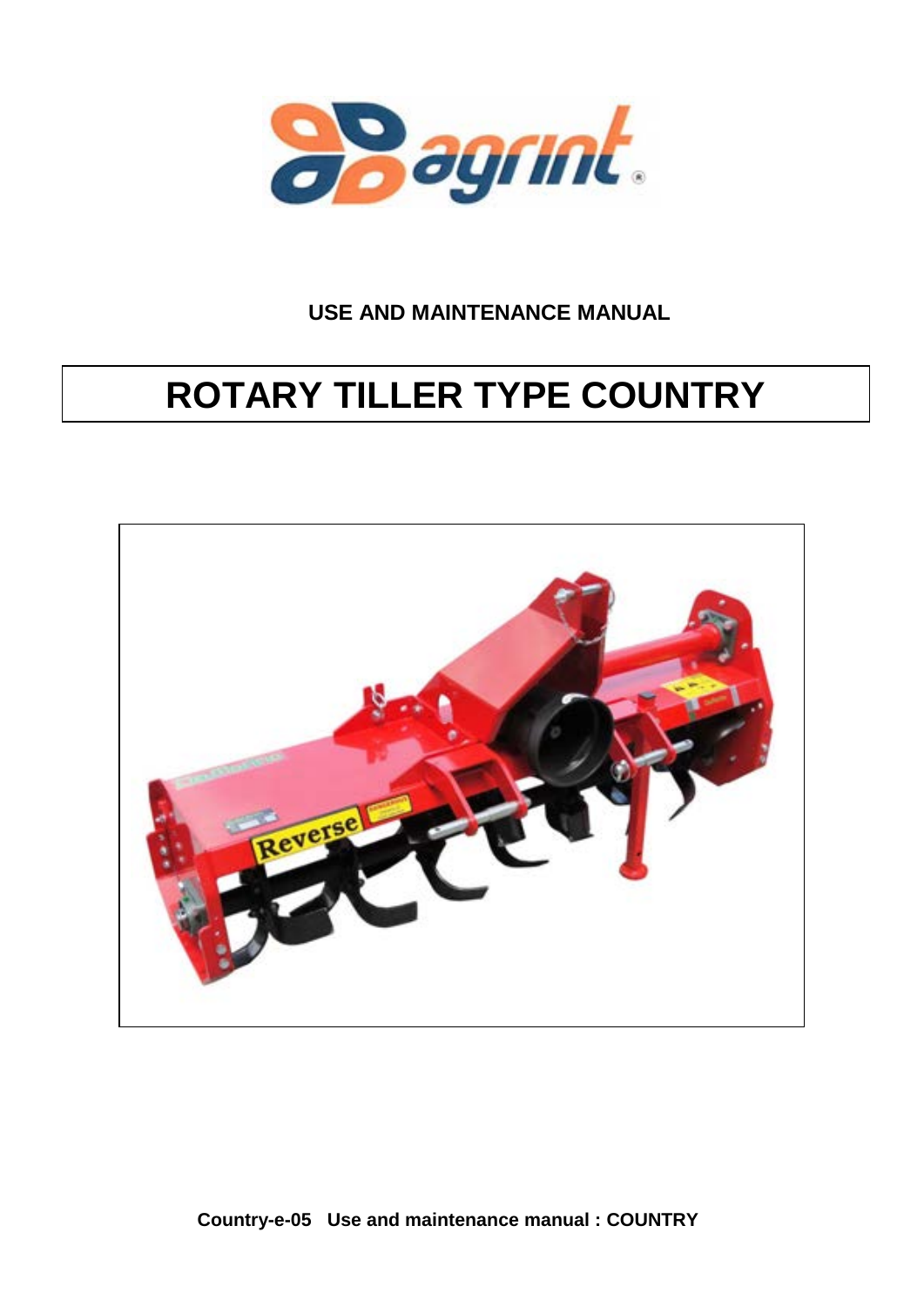agrint®

**USE AND MAINTENANCE MANUAL**

# ROTARY TILLER TYPE COUNTRY

**Country-e-05 Use and maintenance manual : COUNTRY**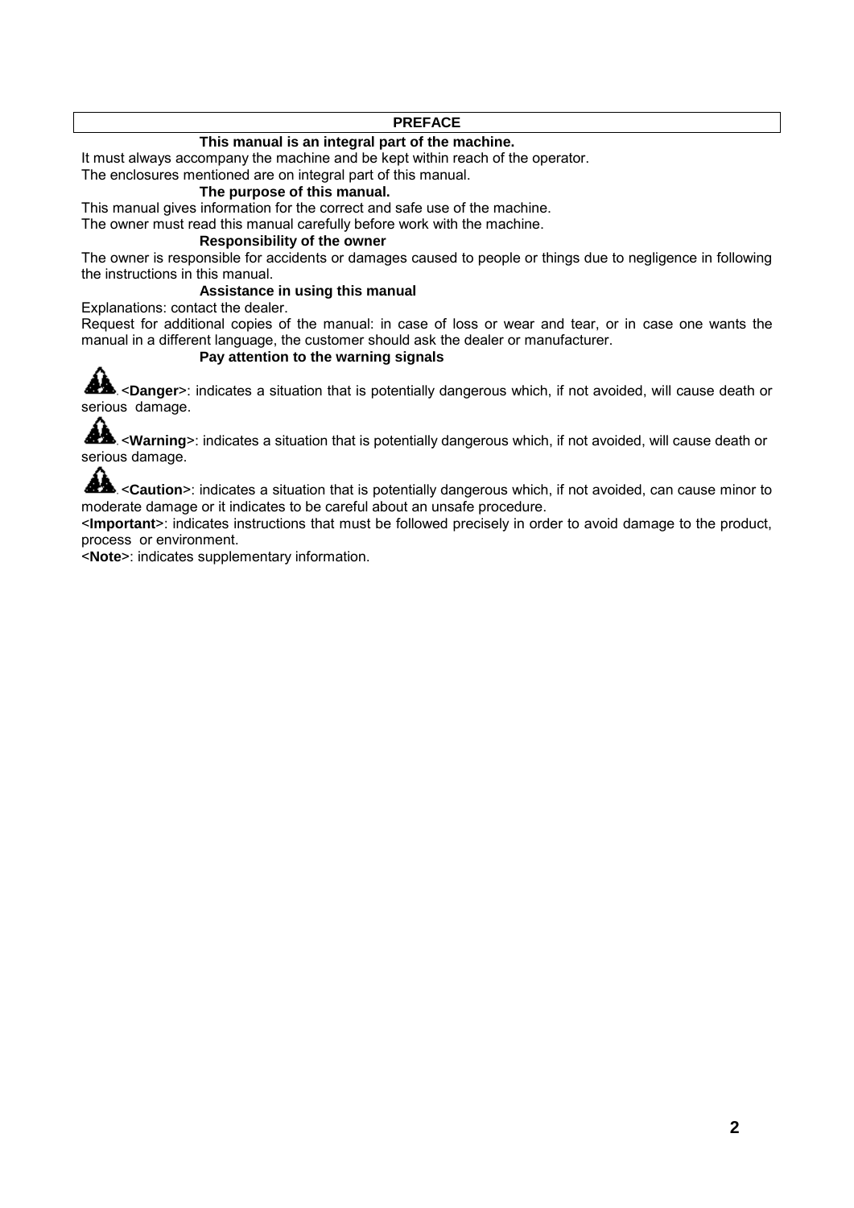## PREFACE

### This manual is an integral part of the machine.

It must always accompany the machine and be kept within reach of the operator.
The enclosures mentioned are on integral part of this manual.

### The purpose of this manual.

This manual gives information for the correct and safe use of the machine.
The owner must read this manual carefully before work with the machine.

### Responsibility of the owner

The owner is responsible for accidents or damages caused to people or things due to negligence in following the instructions in this manual.

### Assistance in using this manual

Explanations: contact the dealer.
Request for additional copies of the manual: in case of loss or wear and tear, or in case one wants the manual in a different language, the customer should ask the dealer or manufacturer.

### Pay attention to the warning signals

<**Danger**>: indicates a situation that is potentially dangerous which, if not avoided, will cause death or serious damage.

<**Warning**>: indicates a situation that is potentially dangerous which, if not avoided, will cause death or serious damage.

<**Caution**>: indicates a situation that is potentially dangerous which, if not avoided, can cause minor to moderate damage or it indicates to be careful about an unsafe procedure.

<**Important**>: indicates instructions that must be followed precisely in order to avoid damage to the product, process or environment.

<**Note**>: indicates supplementary information.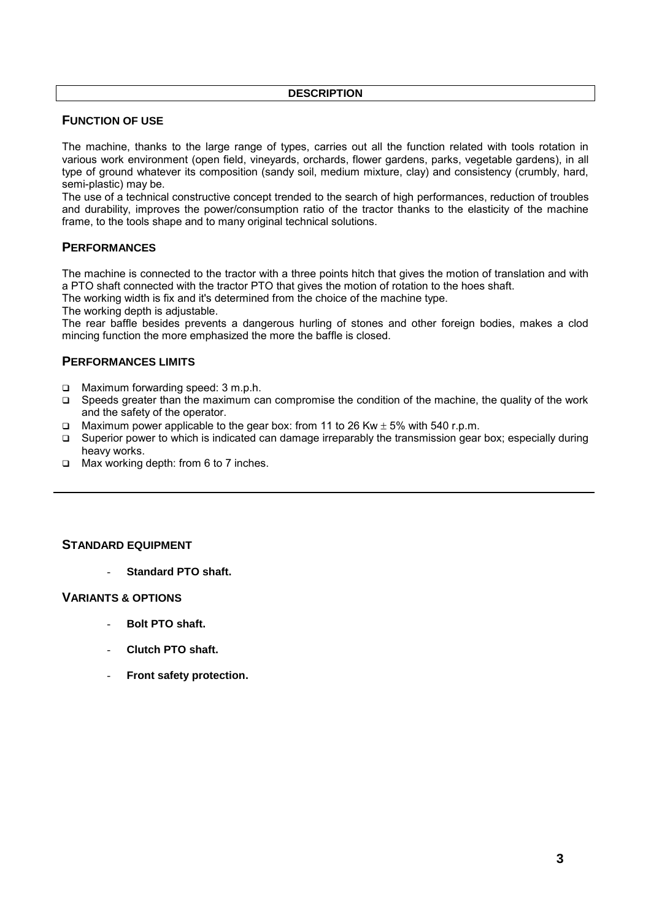## DESCRIPTION

### FUNCTION OF USE

The machine, thanks to the large range of types, carries out all the function related with tools rotation in various work environment (open field, vineyards, orchards, flower gardens, parks, vegetable gardens), in all type of ground whatever its composition (sandy soil, medium mixture, clay) and consistency (crumbly, hard, semi-plastic) may be.
The use of a technical constructive concept trended to the search of high performances, reduction of troubles and durability, improves the power/consumption ratio of the tractor thanks to the elasticity of the machine frame, to the tools shape and to many original technical solutions.

### PERFORMANCES

The machine is connected to the tractor with a three points hitch that gives the motion of translation and with a PTO shaft connected with the tractor PTO that gives the motion of rotation to the hoes shaft.
The working width is fix and it's determined from the choice of the machine type.
The working depth is adjustable.
The rear baffle besides prevents a dangerous hurling of stones and other foreign bodies, makes a clod mincing function the more emphasized the more the baffle is closed.

### PERFORMANCES LIMITS

- Maximum forwarding speed: 3 m.p.h.
- Speeds greater than the maximum can compromise the condition of the machine, the quality of the work and the safety of the operator.
- Maximum power applicable to the gear box: from 11 to 26 Kw ± 5% with 540 r.p.m.
- Superior power to which is indicated can damage irreparably the transmission gear box; especially during heavy works.
- Max working depth: from 6 to 7 inches.

---

### STANDARD EQUIPMENT

- **Standard PTO shaft.**

### VARIANTS & OPTIONS

- **Bolt PTO shaft.**
- **Clutch PTO shaft.**
- **Front safety protection.**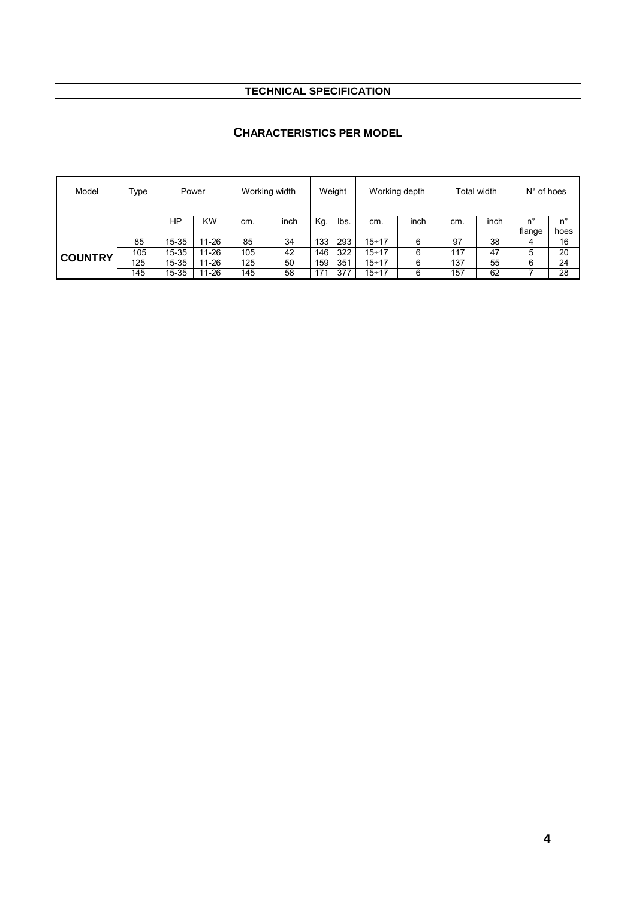## TECHNICAL SPECIFICATION

### CHARACTERISTICS PER MODEL

| Model | Type | Power | | Working width | | Weight | | Working depth | | Total width | | N° of hoes | |
|---|---|---|---|---|---|---|---|---|---|---|---|---|---|
| | | HP | KW | cm. | inch | Kg. | lbs. | cm. | inch | cm. | inch | n° flange | n° hoes |
| **COUNTRY** | 85 | 15-35 | 11-26 | 85 | 34 | 133 | 293 | 15÷17 | 6 | 97 | 38 | 4 | 16 |
| | 105 | 15-35 | 11-26 | 105 | 42 | 146 | 322 | 15÷17 | 6 | 117 | 47 | 5 | 20 |
| | 125 | 15-35 | 11-26 | 125 | 50 | 159 | 351 | 15÷17 | 6 | 137 | 55 | 6 | 24 |
| | 145 | 15-35 | 11-26 | 145 | 58 | 171 | 377 | 15÷17 | 6 | 157 | 62 | 7 | 28 |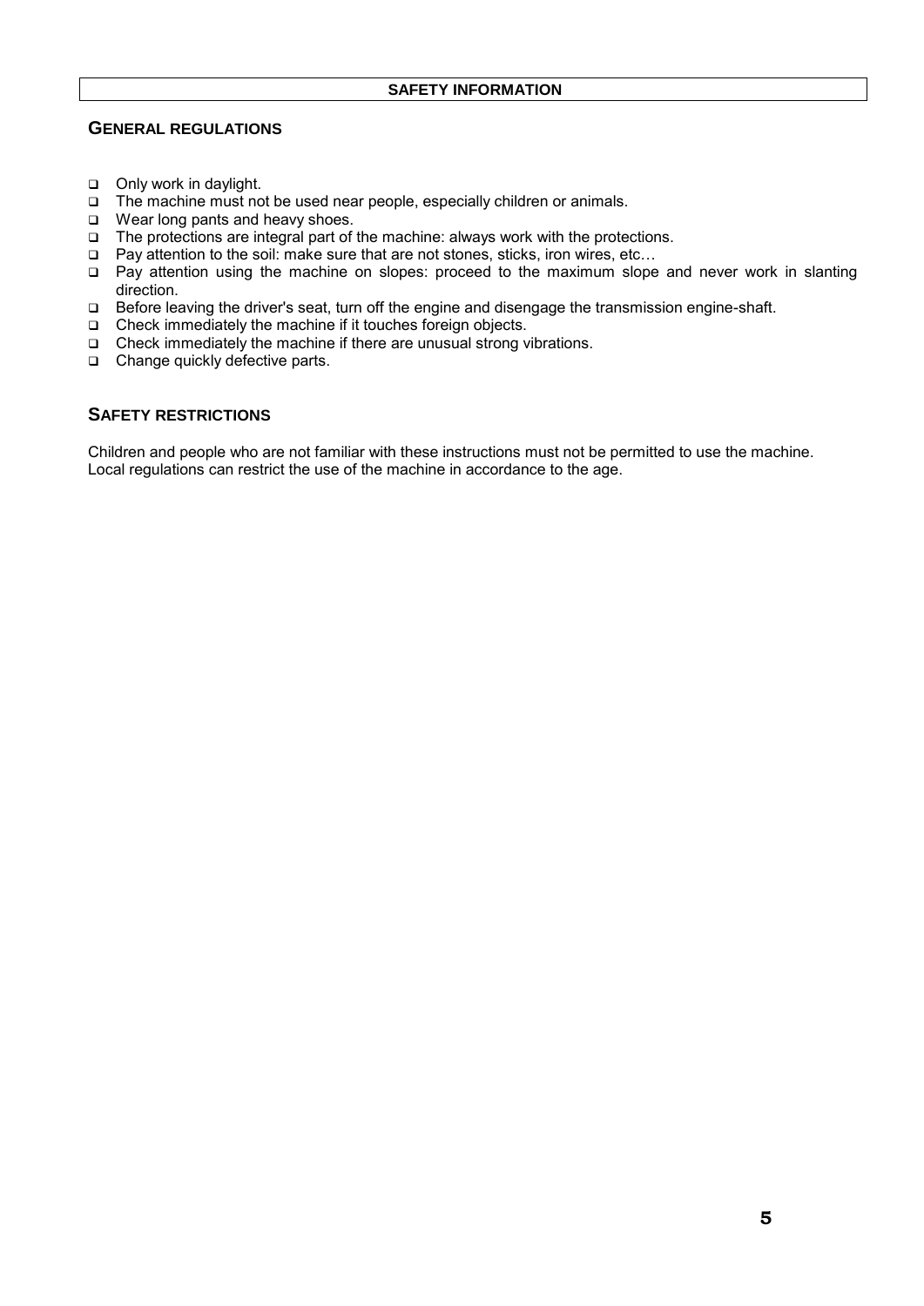# SAFETY INFORMATION

## GENERAL REGULATIONS

- Only work in daylight.
- The machine must not be used near people, especially children or animals.
- Wear long pants and heavy shoes.
- The protections are integral part of the machine: always work with the protections.
- Pay attention to the soil: make sure that are not stones, sticks, iron wires, etc…
- Pay attention using the machine on slopes: proceed to the maximum slope and never work in slanting direction.
- Before leaving the driver's seat, turn off the engine and disengage the transmission engine-shaft.
- Check immediately the machine if it touches foreign objects.
- Check immediately the machine if there are unusual strong vibrations.
- Change quickly defective parts.

## SAFETY RESTRICTIONS

Children and people who are not familiar with these instructions must not be permitted to use the machine.
Local regulations can restrict the use of the machine in accordance to the age.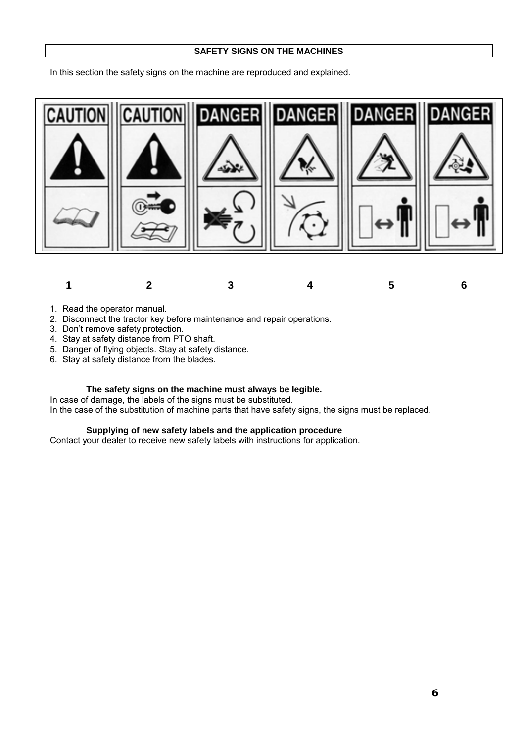## SAFETY SIGNS ON THE MACHINES

In this section the safety signs on the machine are reproduced and explained.

| CAUTION | CAUTION | DANGER | DANGER | DANGER | DANGER |
| --- | --- | --- | --- | --- | --- |
| 1 | 2 | 3 | 4 | 5 | 6 |

1. Read the operator manual.
2. Disconnect the tractor key before maintenance and repair operations.
3. Don't remove safety protection.
4. Stay at safety distance from PTO shaft.
5. Danger of flying objects. Stay at safety distance.
6. Stay at safety distance from the blades.

**The safety signs on the machine must always be legible.**
In case of damage, the labels of the signs must be substituted.
In the case of the substitution of machine parts that have safety signs, the signs must be replaced.

**Supplying of new safety labels and the application procedure**
Contact your dealer to receive new safety labels with instructions for application.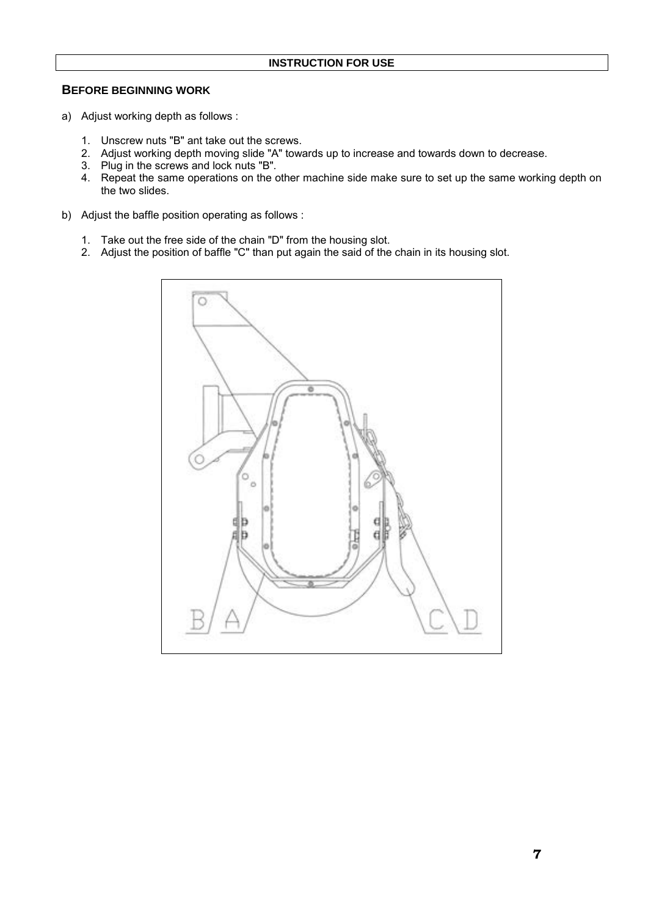**INSTRUCTION FOR USE**

## BEFORE BEGINNING WORK

a) Adjust working depth as follows :

1. Unscrew nuts "B" ant take out the screws.
2. Adjust working depth moving slide "A" towards up to increase and towards down to decrease.
3. Plug in the screws and lock nuts "B".
4. Repeat the same operations on the other machine side make sure to set up the same working depth on the two slides.

b) Adjust the baffle position operating as follows :

1. Take out the free side of the chain "D" from the housing slot.
2. Adjust the position of baffle "C" than put again the said of the chain in its housing slot.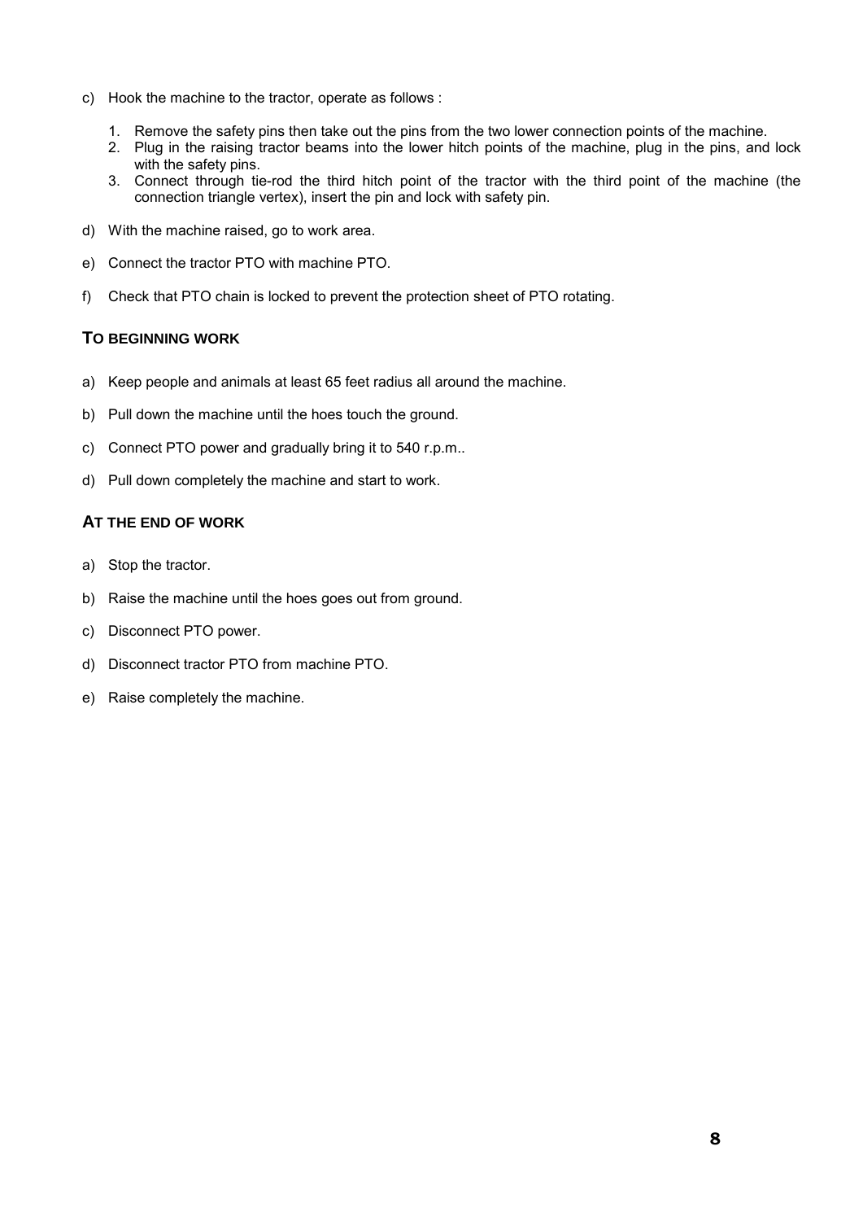c) Hook the machine to the tractor, operate as follows :

   1. Remove the safety pins then take out the pins from the two lower connection points of the machine.
   2. Plug in the raising tractor beams into the lower hitch points of the machine, plug in the pins, and lock with the safety pins.
   3. Connect through tie-rod the third hitch point of the tractor with the third point of the machine (the connection triangle vertex), insert the pin and lock with safety pin.

d) With the machine raised, go to work area.

e) Connect the tractor PTO with machine PTO.

f) Check that PTO chain is locked to prevent the protection sheet of PTO rotating.

### TO BEGINNING WORK

a) Keep people and animals at least 65 feet radius all around the machine.

b) Pull down the machine until the hoes touch the ground.

c) Connect PTO power and gradually bring it to 540 r.p.m..

d) Pull down completely the machine and start to work.

### AT THE END OF WORK

a) Stop the tractor.

b) Raise the machine until the hoes goes out from ground.

c) Disconnect PTO power.

d) Disconnect tractor PTO from machine PTO.

e) Raise completely the machine.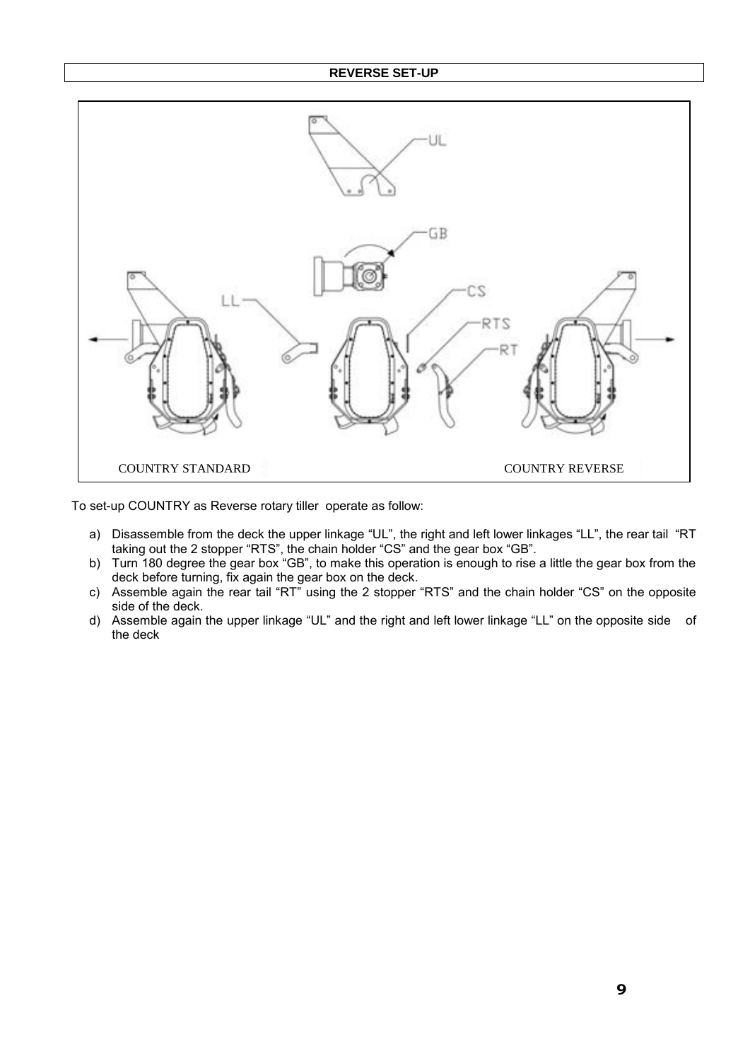## REVERSE SET-UP

COUNTRY STANDARD

COUNTRY REVERSE

To set-up COUNTRY as Reverse rotary tiller operate as follow:

a) Disassemble from the deck the upper linkage “UL”, the right and left lower linkages “LL”, the rear tail “RT taking out the 2 stopper “RTS”, the chain holder “CS” and the gear box “GB”.
b) Turn 180 degree the gear box “GB”, to make this operation is enough to rise a little the gear box from the deck before turning, fix again the gear box on the deck.
c) Assemble again the rear tail “RT” using the 2 stopper “RTS” and the chain holder “CS” on the opposite side of the deck.
d) Assemble again the upper linkage “UL” and the right and left lower linkage “LL” on the opposite side of the deck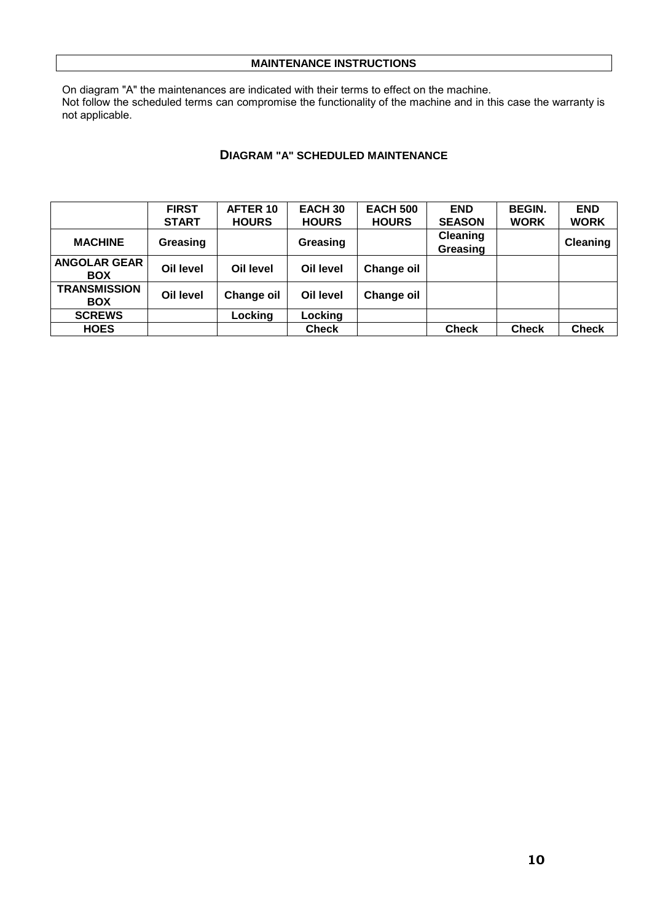## MAINTENANCE INSTRUCTIONS

On diagram "A" the maintenances are indicated with their terms to effect on the machine.
Not follow the scheduled terms can compromise the functionality of the machine and in this case the warranty is not applicable.

### DIAGRAM "A" SCHEDULED MAINTENANCE

| | FIRST START | AFTER 10 HOURS | EACH 30 HOURS | EACH 500 HOURS | END SEASON | BEGIN. WORK | END WORK |
|---|---|---|---|---|---|---|---|
| **MACHINE** | Greasing | | Greasing | | Cleaning Greasing | | Cleaning |
| **ANGOLAR GEAR BOX** | Oil level | Oil level | Oil level | Change oil | | | |
| **TRANSMISSION BOX** | Oil level | Change oil | Oil level | Change oil | | | |
| **SCREWS** | | Locking | Locking | | | | |
| **HOES** | | | Check | | Check | Check | Check |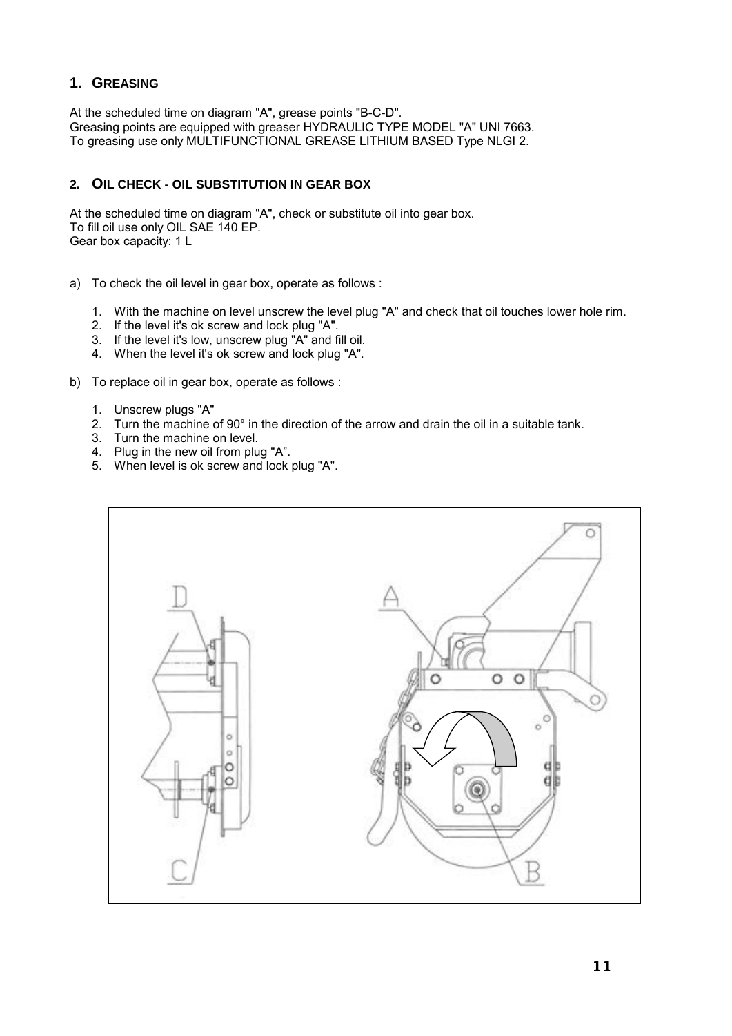## 1. Greasing

At the scheduled time on diagram "A", grease points "B-C-D".
Greasing points are equipped with greaser HYDRAULIC TYPE MODEL "A" UNI 7663.
To greasing use only MULTIFUNCTIONAL GREASE LITHIUM BASED Type NLGI 2.

## 2. Oil check - oil substitution in gear box

At the scheduled time on diagram "A", check or substitute oil into gear box.
To fill oil use only OIL SAE 140 EP.
Gear box capacity: 1 L

a) To check the oil level in gear box, operate as follows :

1. With the machine on level unscrew the level plug "A" and check that oil touches lower hole rim.
2. If the level it's ok screw and lock plug "A".
3. If the level it's low, unscrew plug "A" and fill oil.
4. When the level it's ok screw and lock plug "A".

b) To replace oil in gear box, operate as follows :

1. Unscrew plugs "A"
2. Turn the machine of 90° in the direction of the arrow and drain the oil in a suitable tank.
3. Turn the machine on level.
4. Plug in the new oil from plug "A".
5. When level is ok screw and lock plug "A".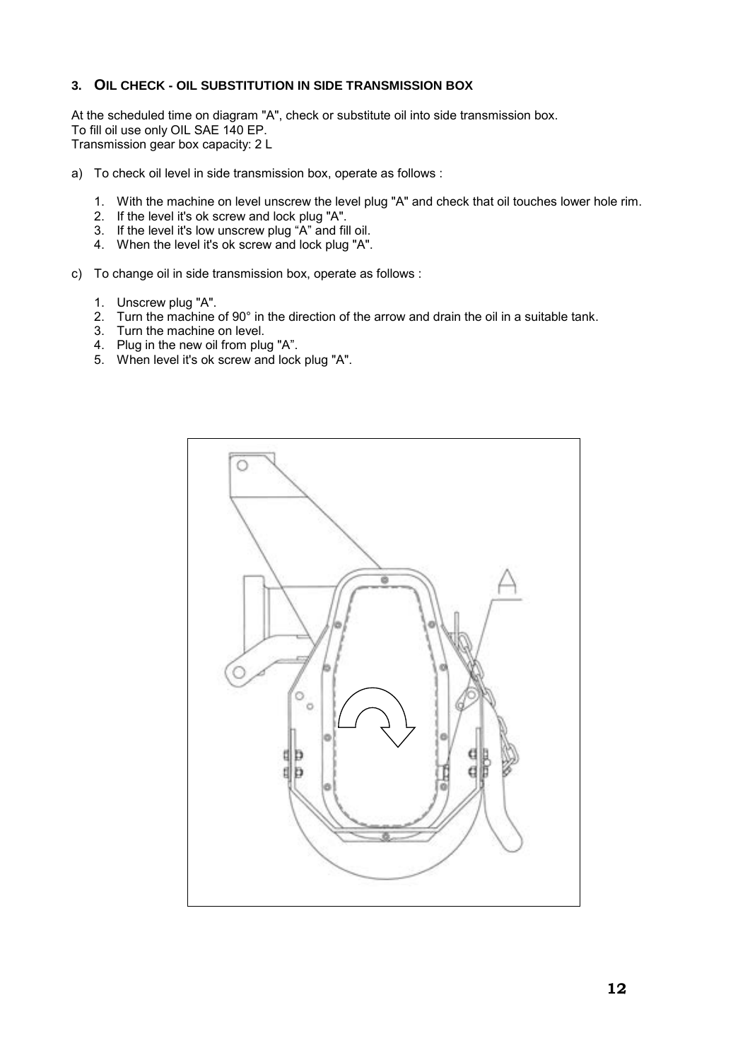### 3. OIL CHECK - OIL SUBSTITUTION IN SIDE TRANSMISSION BOX

At the scheduled time on diagram "A", check or substitute oil into side transmission box.
To fill oil use only OIL SAE 140 EP.
Transmission gear box capacity: 2 L

a) To check oil level in side transmission box, operate as follows :

1. With the machine on level unscrew the level plug "A" and check that oil touches lower hole rim.
2. If the level it's ok screw and lock plug "A".
3. If the level it's low unscrew plug "A" and fill oil.
4. When the level it's ok screw and lock plug "A".

c) To change oil in side transmission box, operate as follows :

1. Unscrew plug "A".
2. Turn the machine of 90° in the direction of the arrow and drain the oil in a suitable tank.
3. Turn the machine on level.
4. Plug in the new oil from plug "A".
5. When level it's ok screw and lock plug "A".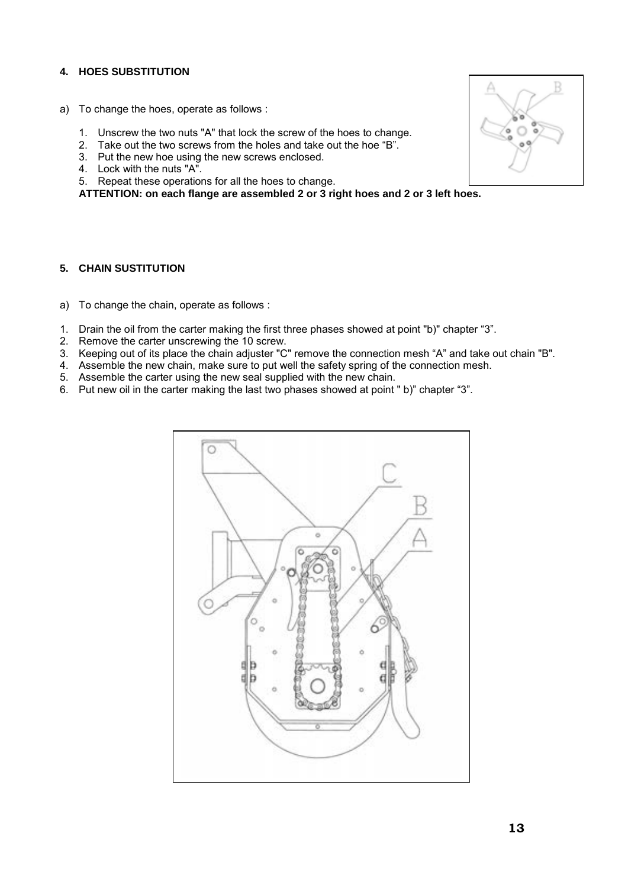## 4. HOES SUBSTITUTION

a) To change the hoes, operate as follows :

1. Unscrew the two nuts "A" that lock the screw of the hoes to change.
2. Take out the two screws from the holes and take out the hoe “B”.
3. Put the new hoe using the new screws enclosed.
4. Lock with the nuts "A".
5. Repeat these operations for all the hoes to change.

**ATTENTION: on each flange are assembled 2 or 3 right hoes and 2 or 3 left hoes.**

## 5. CHAIN SUSTITUTION

a) To change the chain, operate as follows :

1. Drain the oil from the carter making the first three phases showed at point "b)" chapter “3”.
2. Remove the carter unscrewing the 10 screw.
3. Keeping out of its place the chain adjuster "C" remove the connection mesh “A” and take out chain "B".
4. Assemble the new chain, make sure to put well the safety spring of the connection mesh.
5. Assemble the carter using the new seal supplied with the new chain.
6. Put new oil in the carter making the last two phases showed at point " b)” chapter “3”.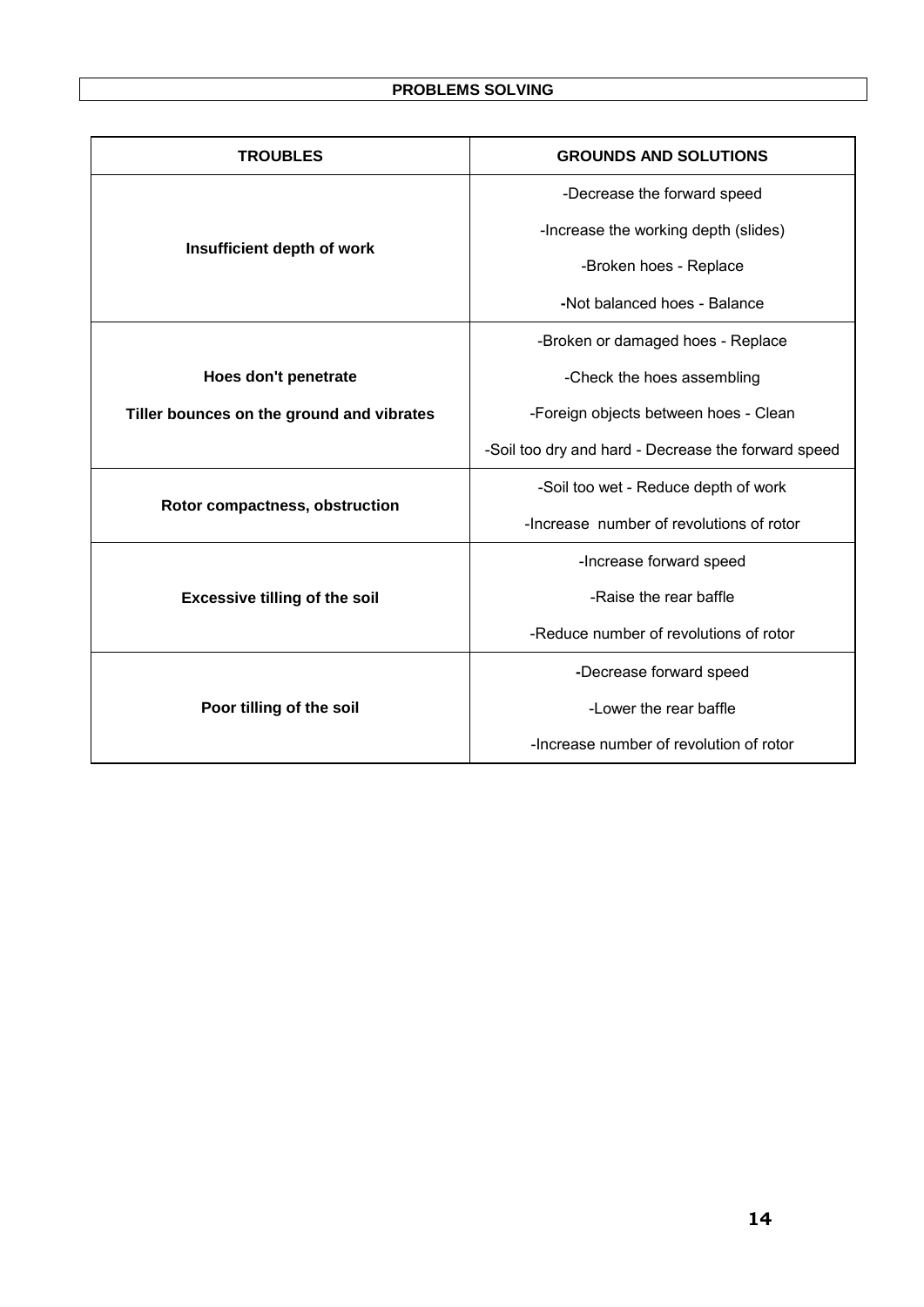## PROBLEMS SOLVING

| TROUBLES | GROUNDS AND SOLUTIONS |
|---|---|
| **Insufficient depth of work** | -Decrease the forward speed<br>-Increase the working depth (slides)<br>-Broken hoes - Replace<br>-Not balanced hoes - Balance |
| **Hoes don't penetrate**<br>**Tiller bounces on the ground and vibrates** | -Broken or damaged hoes - Replace<br>-Check the hoes assembling<br>-Foreign objects between hoes - Clean<br>-Soil too dry and hard - Decrease the forward speed |
| **Rotor compactness, obstruction** | -Soil too wet - Reduce depth of work<br>-Increase number of revolutions of rotor |
| **Excessive tilling of the soil** | -Increase forward speed<br>-Raise the rear baffle<br>-Reduce number of revolutions of rotor |
| **Poor tilling of the soil** | -Decrease forward speed<br>-Lower the rear baffle<br>-Increase number of revolution of rotor |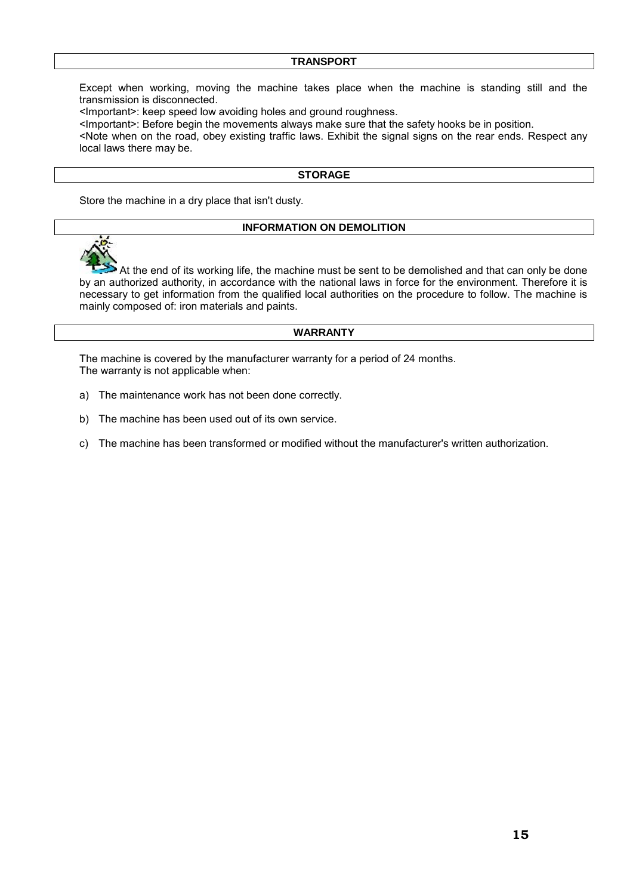## TRANSPORT

Except when working, moving the machine takes place when the machine is standing still and the transmission is disconnected.
<Important>: keep speed low avoiding holes and ground roughness.
<Important>: Before begin the movements always make sure that the safety hooks be in position.
<Note when on the road, obey existing traffic laws. Exhibit the signal signs on the rear ends. Respect any local laws there may be.

## STORAGE

Store the machine in a dry place that isn't dusty.

## INFORMATION ON DEMOLITION

At the end of its working life, the machine must be sent to be demolished and that can only be done by an authorized authority, in accordance with the national laws in force for the environment. Therefore it is necessary to get information from the qualified local authorities on the procedure to follow. The machine is mainly composed of: iron materials and paints.

## WARRANTY

The machine is covered by the manufacturer warranty for a period of 24 months.
The warranty is not applicable when:

a) The maintenance work has not been done correctly.

b) The machine has been used out of its own service.

c) The machine has been transformed or modified without the manufacturer's written authorization.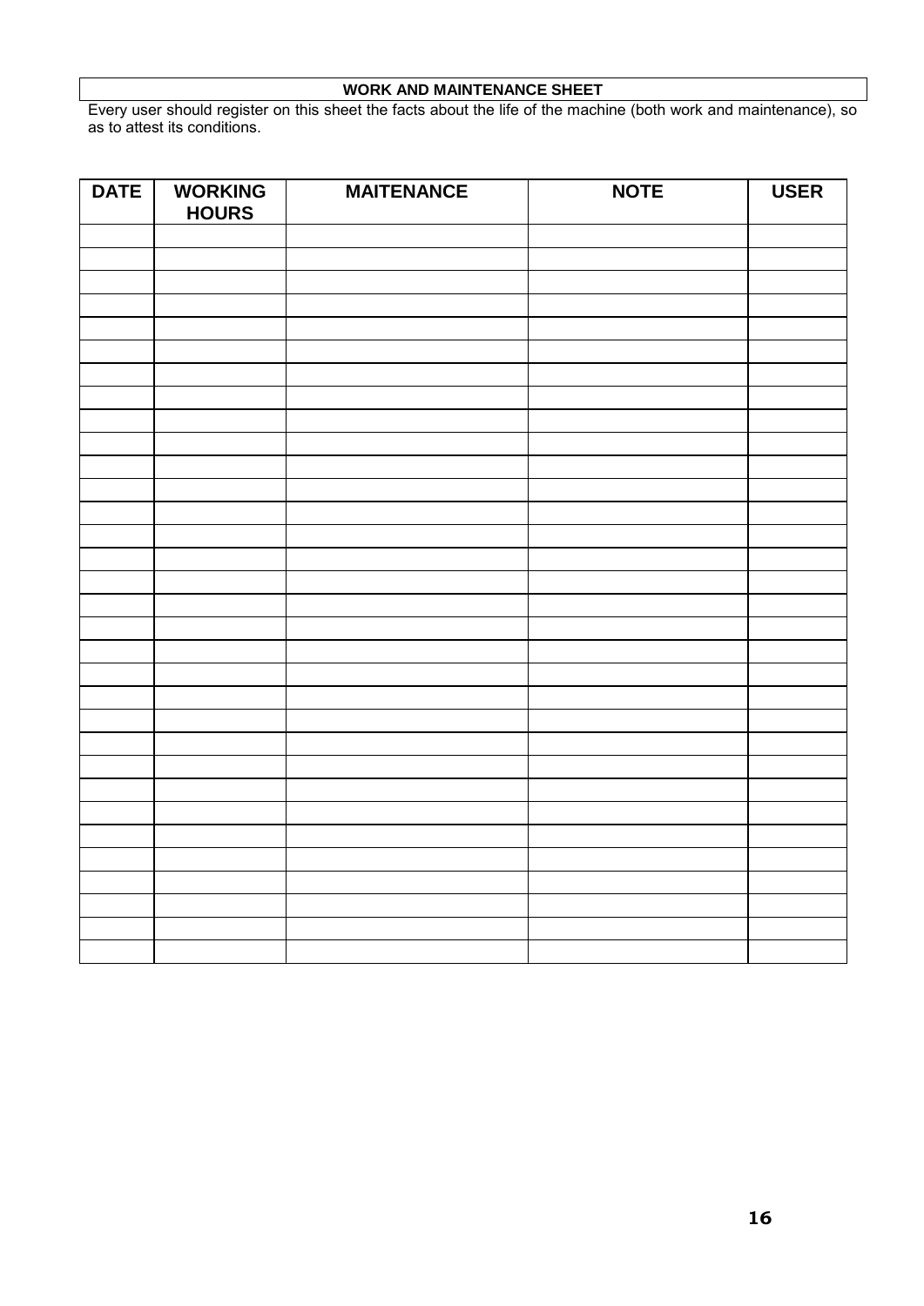## WORK AND MAINTENANCE SHEET

Every user should register on this sheet the facts about the life of the machine (both work and maintenance), so as to attest its conditions.

| DATE | WORKING HOURS | MAITENANCE | NOTE | USER |
|---|---|---|---|---|
| | | | | |
| | | | | |
| | | | | |
| | | | | |
| | | | | |
| | | | | |
| | | | | |
| | | | | |
| | | | | |
| | | | | |
| | | | | |
| | | | | |
| | | | | |
| | | | | |
| | | | | |
| | | | | |
| | | | | |
| | | | | |
| | | | | |
| | | | | |
| | | | | |
| | | | | |
| | | | | |
| | | | | |
| | | | | |
| | | | | |
| | | | | |
| | | | | |
| | | | | |
| | | | | |
| | | | | |
| | | | | |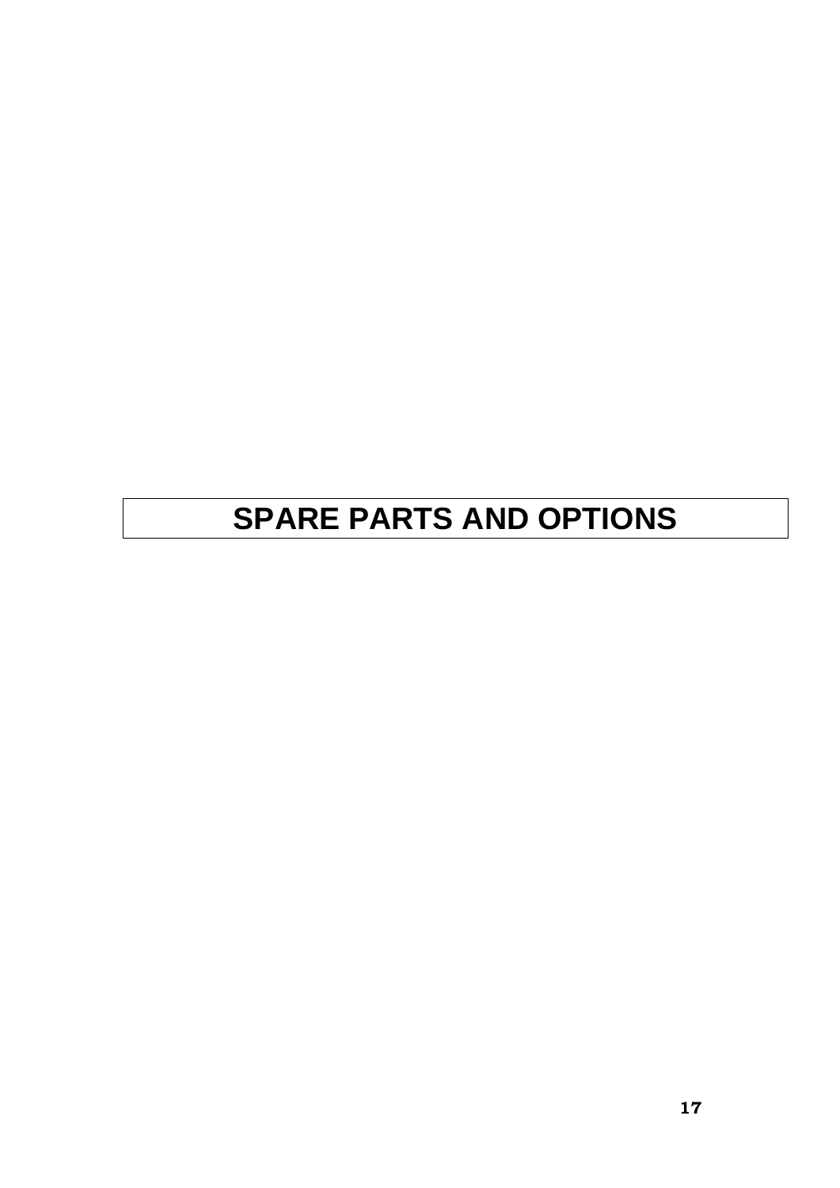# SPARE PARTS AND OPTIONS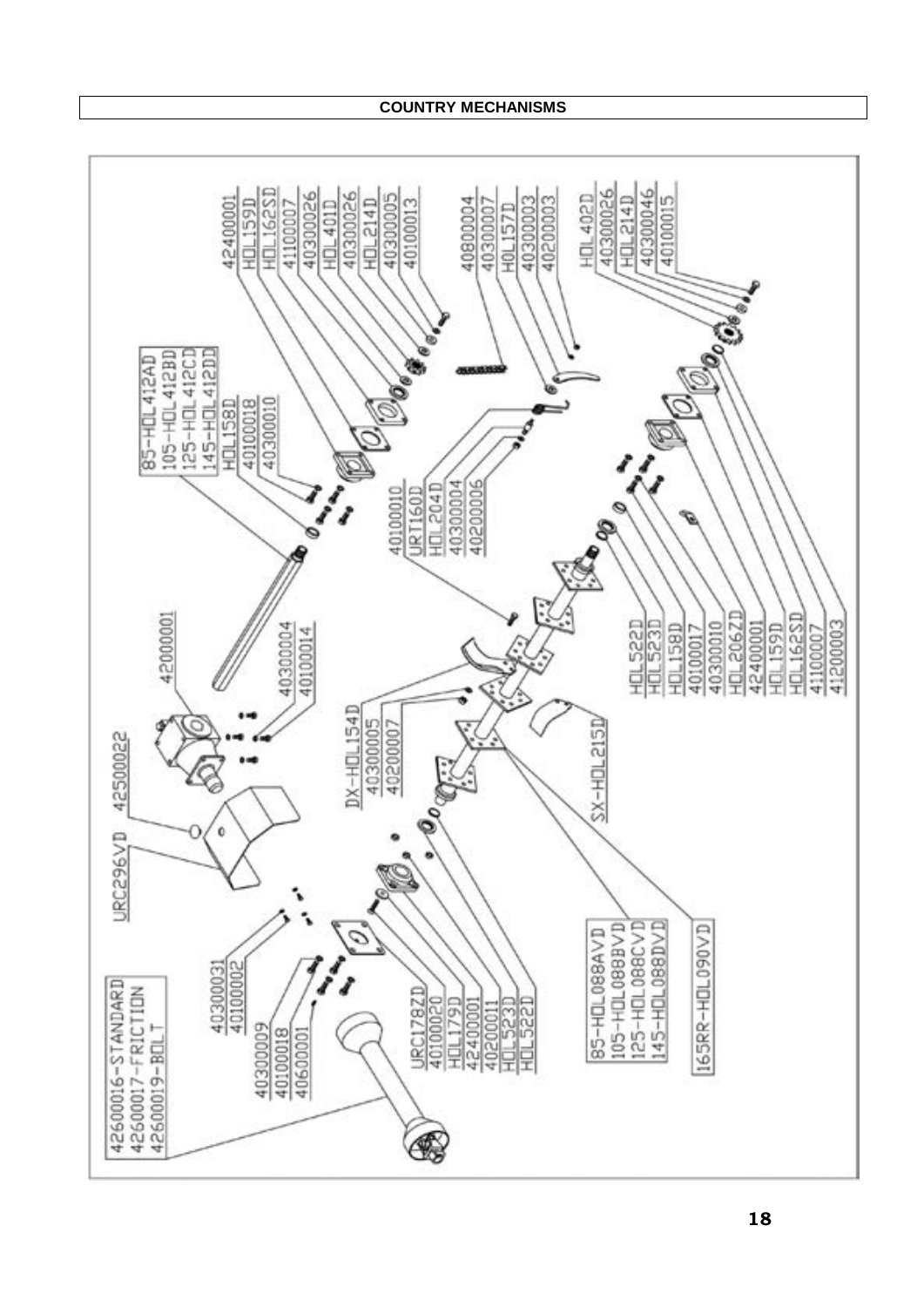# COUNTRY MECHANISMS

42600016-STANDARD
42600017-FRICTION
42600019-BOLT

40300031
40100002

40300009
40100018
40600001

URC296VD

42500022

42000001

40300004
40100014

85-HOL412AD
105-HOL412BD
125-HOL412CD
145-HOL412DD

HOL158D
40100018
40300010

42400001
HOL159D
HOL162SD
41100007
40300026
HOL401D
40300026
HOL214D
40300005
40100013

40800004
40300007
HOL157D
40300003
40200003

40100010
URT160D
HOL204D
40300004
40200006

DX-HOL154D
40300005
40200007

SX-HOL215D

URC178ZD
40100020
HOL179D
42400001
40200011
HOL523D
HOL522D

85-HOL088AVD
105-HOL088BVD
125-HOL088CVD
145-HOL088DVD

165RR-HOL090VD

HOL522D
HOL523D
HOL158D
40100017
40300010
HOL206ZD
42400001
HOL159D
HOL162SD
41100007
41200003

HOL402D
40300026
HOL214D
40300046
40100015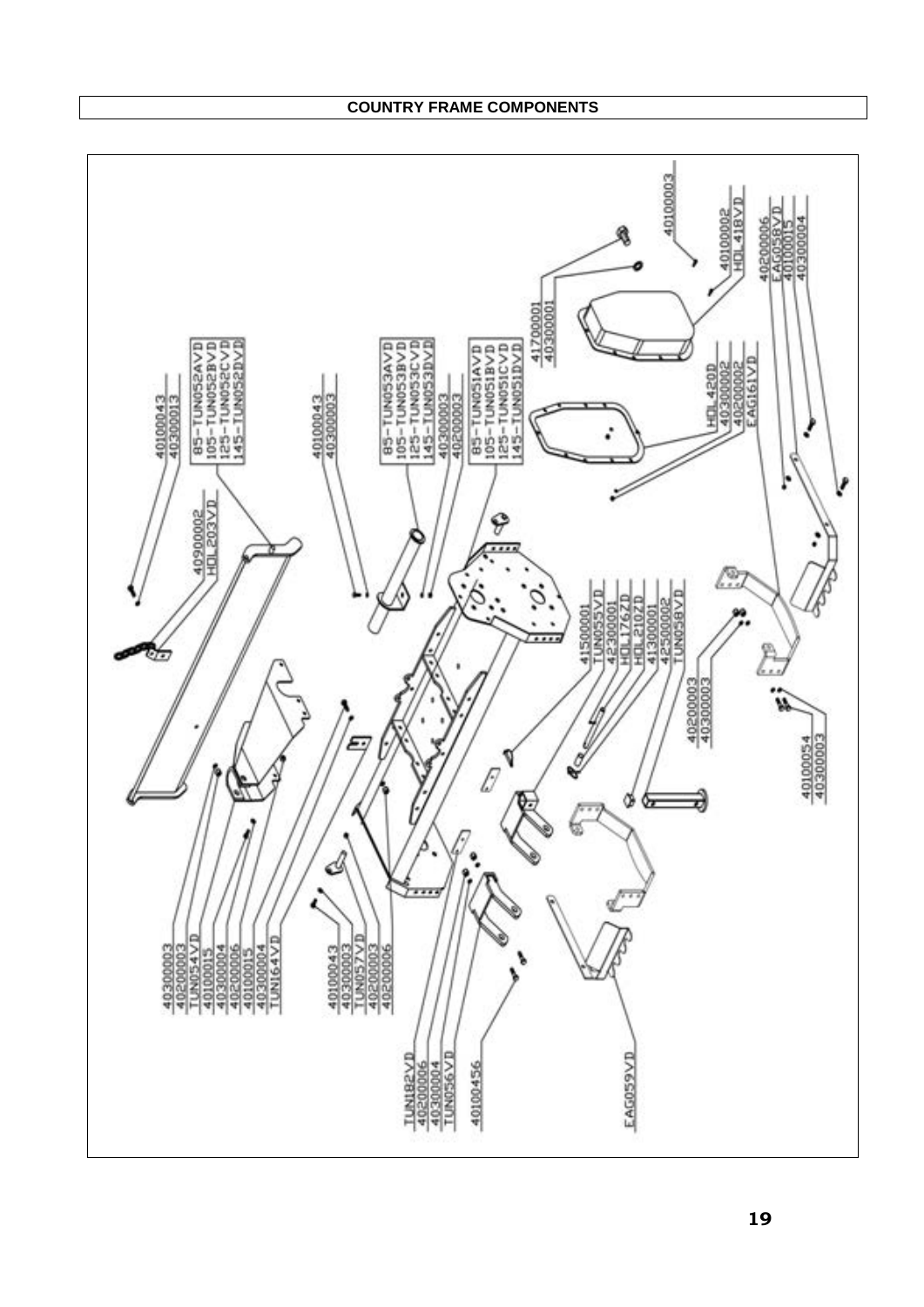# COUNTRY FRAME COMPONENTS

40100003

40100002
HDL418VD

40200006
EAG058VD
40100015
40300004

41700001
40300001

40100043
40300013

85-TUN052AVD
105-TUN052BVD
125-TUN052CVD
145-TUN052DVD

40900002
HDL203VD

40100043
40300003

85-TUN053AVD
105-TUN053BVD
125-TUN053CVD
145-TUN053DVD

40300003
40200003

85-TUN051AVD
105-TUN051BVD
125-TUN051CVD
145-TUN051DVD

HDL420D
40300002
40200002
EAG161VD

41500001
TUN055VD
42300001
HDL176ZD
HDL210ZD
41300001
42500002
TUN058VD

40200003
40300003

40100054
40300003

40300003
40200003
TUN054VD
40100015
40300004
40200006
40100015
40300004
TUN164VD

40100043
40300003
TUN057VD
40200003
40200006

TUN182VD
40200006
40300004
TUN056VD

40100456

EAG059VD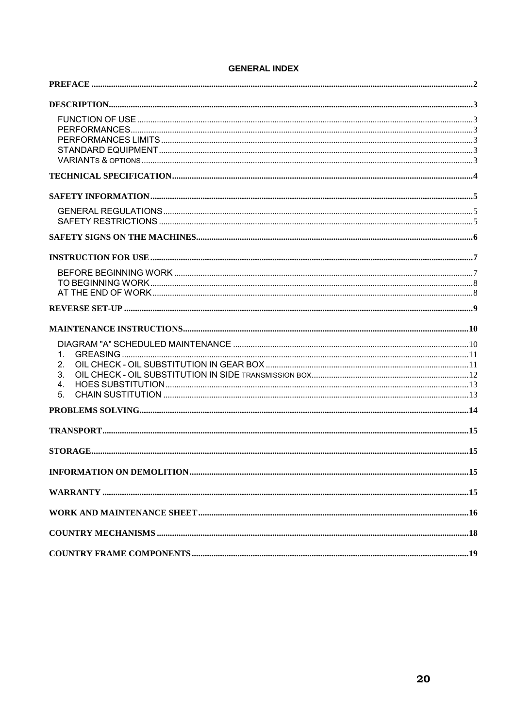# GENERAL INDEX

PREFACE ....2

DESCRIPTION....3

- FUNCTION OF USE ....3
- PERFORMANCES....3
- PERFORMANCES LIMITS....3
- STANDARD EQUIPMENT....3
- VARIANTS & OPTIONS....3

TECHNICAL SPECIFICATION....4

SAFETY INFORMATION....5

- GENERAL REGULATIONS....5
- SAFETY RESTRICTIONS....5

SAFETY SIGNS ON THE MACHINES....6

INSTRUCTION FOR USE....7

- BEFORE BEGINNING WORK....7
- TO BEGINNING WORK....8
- AT THE END OF WORK....8

REVERSE SET-UP....9

MAINTENANCE INSTRUCTIONS....10

- DIAGRAM "A" SCHEDULED MAINTENANCE....10

1. GREASING....11
2. OIL CHECK - OIL SUBSTITUTION IN GEAR BOX....11
3. OIL CHECK - OIL SUBSTITUTION IN SIDE TRANSMISSION BOX....12
4. HOES SUBSTITUTION....13
5. CHAIN SUSTITUTION....13

PROBLEMS SOLVING....14

TRANSPORT....15

STORAGE....15

INFORMATION ON DEMOLITION....15

WARRANTY....15

WORK AND MAINTENANCE SHEET....16

COUNTRY MECHANISMS....18

COUNTRY FRAME COMPONENTS....19